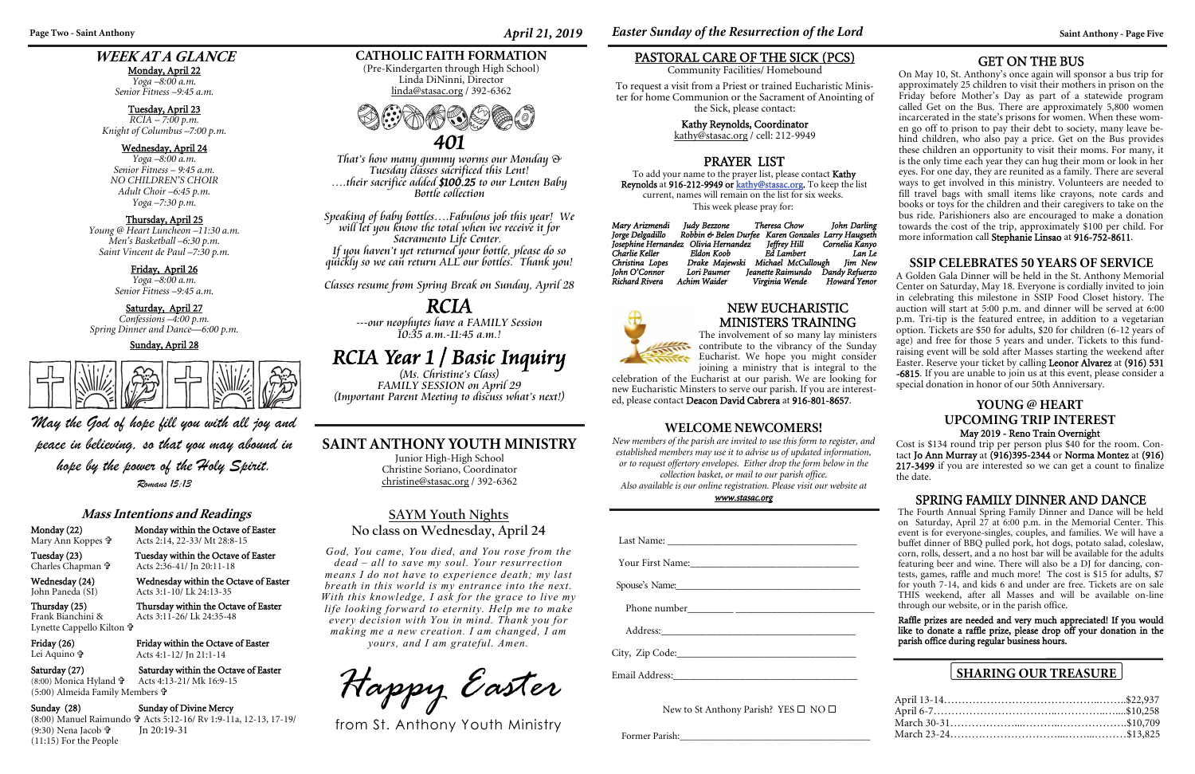## WEEK AT A GLANCE

**Monday, April 22**
*Yoga –8:00 a.m.*
*Senior Fitness –9:45 a.m.*

**Tuesday, April 23**
*RCIA – 7:00 p.m.*
*Knight of Columbus –7:00 p.m.*

**Wednesday, April 24**
*Yoga –8:00 a.m.*
*Senior Fitness – 9:45 a.m.*
*NO CHILDREN'S CHOIR*
*Adult Choir –6:45 p.m.*
*Yoga –7:30 p.m.*

**Thursday, April 25**
*Young @ Heart Luncheon –11:30 a.m.*
*Men's Basketball –6:30 p.m.*
*Saint Vincent de Paul –7:30 p.m.*

**Friday, April 26**
*Yoga –8:00 a.m.*
*Senior Fitness –9:45 a.m.*

**Saturday, April 27**
*Confessions –4:00 p.m.*
*Spring Dinner and Dance—6:00 p.m.*

**Sunday, April 28**

*May the God of hope fill you with all joy and peace in believing, so that you may abound in hope by the power of the Holy Spirit.*
*Romans 15:13*

## Mass Intentions and Readings

**Monday (22)** — **Monday within the Octave of Easter**
Mary Ann Koppes ✝ — Acts 2:14, 22-33/ Mt 28:8-15

**Tuesday (23)** — **Tuesday within the Octave of Easter**
Charles Chapman ✝ — Acts 2:36-41/ Jn 20:11-18

**Wednesday (24)** — **Wednesday within the Octave of Easter**
John Paneda (SI) — Acts 3:1-10/ Lk 24:13-35

**Thursday (25)** — **Thursday within the Octave of Easter**
Frank Bianchini & Lynette Cappello Kilton ✝ — Acts 3:11-26/ Lk 24:35-48

**Friday (26)** — **Friday within the Octave of Easter**
Lei Aquino ✝ — Acts 4:1-12/ Jn 21:1-14

**Saturday (27)** — **Saturday within the Octave of Easter**
(8:00) Monica Hyland ✝ — Acts 4:13-21/ Mk 16:9-15
(5:00) Almeida Family Members ✝

**Sunday (28)** — **Sunday of Divine Mercy**
(8:00) Manuel Raimundo ✝ — Acts 5:12-16/ Rv 1:9-11a, 12-13, 17-19/ Jn 20:19-31
(9:30) Nena Jacob ✝
(11:15) For the People

## CATHOLIC FAITH FORMATION

(Pre-Kindergarten through High School)
Linda DiNinni, Director
linda@stasac.org / 392-6362

### 401

*That's how many gummy worms our Monday & Tuesday classes sacrificed this Lent! ….their sacrifice added **$100.25** to our Lenten Baby Bottle collection*

*Speaking of baby bottles….Fabulous job this year! We will let you know the total when we receive it for Sacramento Life Center. If you haven't yet returned your bottle, please do so quickly so we can return ALL our bottles. Thank you!*

*Classes resume from Spring Break on Sunday, April 28*

### RCIA

*---our neophytes have a FAMILY Session 10:35 a.m.-11:45 a.m.!*

### RCIA Year 1 / Basic Inquiry

*(Ms. Christine's Class)*
*FAMILY SESSION on April 29*
*(Important Parent Meeting to discuss what's next!)*

## SAINT ANTHONY YOUTH MINISTRY

Junior High-High School
Christine Soriano, Coordinator
christine@stasac.org / 392-6362

### SAYM Youth Nights
No class on Wednesday, April 24

*God, You came, You died, and You rose from the dead – all to save my soul. Your resurrection means I do not have to experience death; my last breath in this world is my entrance into the next. With this knowledge, I ask for the grace to live my life looking forward to eternity. Help me to make every decision with You in mind. Thank you for making me a new creation. I am changed, I am yours, and I am grateful. Amen.*

*Happy Easter*

from St. Anthony Youth Ministry

## PASTORAL CARE OF THE SICK (PCS)

Community Facilities/ Homebound

To request a visit from a Priest or trained Eucharistic Minister for home Communion or the Sacrament of Anointing of the Sick, please contact:

**Kathy Reynolds, Coordinator**
kathy@stasac.org / cell: 212-9949

## PRAYER LIST

To add your name to the prayer list, please contact **Kathy Reynolds** at **916-212-9949** or **kathy@stasac.org.** To keep the list current, names will remain on the list for six weeks.
This week please pray for:

*Mary Arizmendi, Judy Bezzone, Theresa Chow, John Darling, Jorge Delgadillo, Robbin & Belen Durfee, Karen Gonzales, Larry Haugseth, Josephine Hernandez, Olivia Hernandez, Jeffrey Hill, Cornelia Kanyo, Charlie Keller, Eldon Koob, Ed Lambert, Lan Le, Christina Lopes, Drake Majewski, Michael McCullough, Jim New, John O'Connor, Lori Paumer, Jeanette Raimundo, Dandy Refuerzo, Richard Rivera, Achim Waider, Virginia Wende, Howard Yenor*

## NEW EUCHARISTIC MINISTERS TRAINING

The involvement of so many lay ministers contribute to the vibrancy of the Sunday Eucharist. We hope you might consider joining a ministry that is integral to the celebration of the Eucharist at our parish. We are looking for new Eucharistic Minsters to serve our parish. If you are interested, please contact **Deacon David Cabrera** at **916-801-8657**.

## WELCOME NEWCOMERS!

*New members of the parish are invited to use this form to register, and established members may use it to advise us of updated information, or to request offertory envelopes. Either drop the form below in the collection basket, or mail to our parish office. Also available is our online registration. Please visit our website at* ***www.stasac.org***

Last Name: ____________________

Your First Name: ____________________

Spouse's Name: ____________________

Phone number ____________________

Address: ____________________

City, Zip Code: ____________________

Email Address: ____________________

New to St Anthony Parish? YES ☐ NO ☐

Former Parish: ____________________

## GET ON THE BUS

On May 10, St. Anthony's once again will sponsor a bus trip for approximately 25 children to visit their mothers in prison on the Friday before Mother's Day as part of a statewide program called Get on the Bus. There are approximately 5,800 women incarcerated in the state's prisons for women. When these women go off to prison to pay their debt to society, many leave behind children, who also pay a price. Get on the Bus provides these children an opportunity to visit their moms. For many, it is the only time each year they can hug their mom or look in her eyes. For one day, they are reunited as a family. There are several ways to get involved in this ministry. Volunteers are needed to fill travel bags with small items like crayons, note cards and books or toys for the children and their caregivers to take on the bus ride. Parishioners also are encouraged to make a donation towards the cost of the trip, approximately $100 per child. For more information call **Stephanie Linsao** at **916-752-8611**.

## SSIP CELEBRATES 50 YEARS OF SERVICE

A Golden Gala Dinner will be held in the St. Anthony Memorial Center on Saturday, May 18. Everyone is cordially invited to join in celebrating this milestone in SSIP Food Closet history. The auction will start at 5:00 p.m. and dinner will be served at 6:00 p.m. Tri-tip is the featured entree, in addition to a vegetarian option. Tickets are $50 for adults, $20 for children (6-12 years of age) and free for those 5 years and under. Tickets to this fundraising event will be sold after Masses starting the weekend after Easter. Reserve your ticket by calling **Leonor Alvarez** at **(916) 531-6815**. If you are unable to join us at this event, please consider a special donation in honor of our 50th Anniversary.

## YOUNG @ HEART UPCOMING TRIP INTEREST

**May 2019 - Reno Train Overnight**

Cost is $134 round trip per person plus $40 for the room. Contact **Jo Ann Murray** at **(916)395-2344** or **Norma Montez** at **(916) 217-3499** if you are interested so we can get a count to finalize the date.

## SPRING FAMILY DINNER AND DANCE

The Fourth Annual Spring Family Dinner and Dance will be held on Saturday, April 27 at 6:00 p.m. in the Memorial Center. This event is for everyone-singles, couples, and families. We will have a buffet dinner of BBQ pulled pork, hot dogs, potato salad, coleslaw, corn, rolls, dessert, and a no host bar will be available for the adults featuring beer and wine. There will also be a DJ for dancing, contests, games, raffle and much more! The cost is $15 for adults, $7 for youth 7-14, and kids 6 and under are free. Tickets are on sale THIS weekend, after all Masses and will be available on-line through our website, or in the parish office.

**Raffle prizes are needed and very much appreciated! If you would like to donate a raffle prize, please drop off your donation in the parish office during regular business hours.**

## SHARING OUR TREASURE

| | |
|---|---|
| April 13-14 | $22,937 |
| April 6-7 | $10,258 |
| March 30-31 | $10,709 |
| March 23-24 | $13,825 |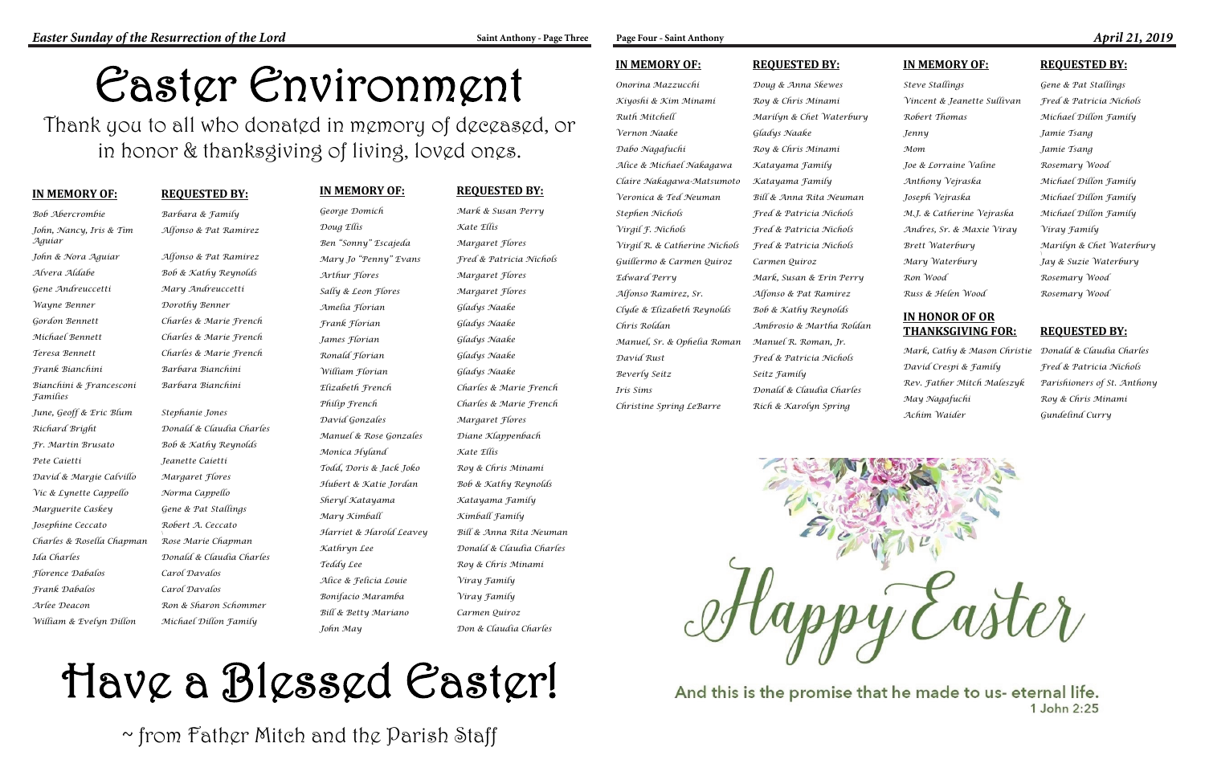# Easter Environment

Thank you to all who donated in memory of deceased, or in honor & thanksgiving of living, loved ones.

| IN MEMORY OF: | REQUESTED BY: |
|---|---|
| Bob Abercrombie | Barbara & Family |
| John, Nancy, Iris & Tim Aguiar | Alfonso & Pat Ramirez |
| John & Nora Aguiar | Alfonso & Pat Ramirez |
| Alvera Aldabe | Bob & Kathy Reynolds |
| Gene Andreuccetti | Mary Andreuccetti |
| Wayne Benner | Dorothy Benner |
| Gordon Bennett | Charles & Marie French |
| Michael Bennett | Charles & Marie French |
| Teresa Bennett | Charles & Marie French |
| Frank Bianchini | Barbara Bianchini |
| Bianchini & Francesconi Families | Barbara Bianchini |
| June, Geoff & Eric Blum | Stephanie Jones |
| Richard Bright | Donald & Claudia Charles |
| Fr. Martin Brusato | Bob & Kathy Reynolds |
| Pete Caietti | Jeanette Caietti |
| David & Margie Calvillo | Margaret Flores |
| Vic & Lynette Cappello | Norma Cappello |
| Marguerite Caskey | Gene & Pat Stallings |
| Josephine Ceccato | Robert A. Ceccato |
| Charles & Rosella Chapman | Rose Marie Chapman |
| Ida Charles | Donald & Claudia Charles |
| Florence Dabalos | Carol Davalos |
| Frank Dabalos | Carol Davalos |
| Arlee Deacon | Ron & Sharon Schommer |
| William & Evelyn Dillon | Michael Dillon Family |
| George Domich | Mark & Susan Perry |
| Doug Ellis | Kate Ellis |
| Ben "Sonny" Escajeda | Margaret Flores |
| Mary Jo "Penny" Evans | Fred & Patricia Nichols |
| Arthur Flores | Margaret Flores |
| Sally & Leon Flores | Margaret Flores |
| Amelia Florian | Gladys Naake |
| Frank Florian | Gladys Naake |
| James Florian | Gladys Naake |
| Ronald Florian | Gladys Naake |
| William Florian | Gladys Naake |
| Elizabeth French | Charles & Marie French |
| Philip French | Charles & Marie French |
| David Gonzales | Margaret Flores |
| Manuel & Rose Gonzales | Diane Klappenbach |
| Monica Hyland | Kate Ellis |
| Todd, Doris & Jack Joko | Roy & Chris Minami |
| Hubert & Katie Jordan | Bob & Kathy Reynolds |
| Sheryl Katayama | Katayama Family |
| Mary Kimball | Kimball Family |
| Harriet & Harold Leavey | Bill & Anna Rita Neuman |
| Kathryn Lee | Donald & Claudia Charles |
| Teddy Lee | Roy & Chris Minami |
| Alice & Felicia Louie | Viray Family |
| Bonifacio Maramba | Viray Family |
| Bill & Betty Mariano | Carmen Quiroz |
| John May | Don & Claudia Charles |
| Onorina Mazzucchi | Doug & Anna Skewes |
| Kiyoshi & Kim Minami | Roy & Chris Minami |
| Ruth Mitchell | Marilyn & Chet Waterbury |
| Vernon Naake | Gladys Naake |
| Dabo Nagafuchi | Roy & Chris Minami |
| Alice & Michael Nakagawa | Katayama Family |
| Claire Nakagawa-Matsumoto | Katayama Family |
| Veronica & Ted Neuman | Bill & Anna Rita Neuman |
| Stephen Nichols | Fred & Patricia Nichols |
| Virgil F. Nichols | Fred & Patricia Nichols |
| Virgil R. & Catherine Nichols | Fred & Patricia Nichols |
| Guillermo & Carmen Quiroz | Carmen Quiroz |
| Edward Perry | Mark, Susan & Erin Perry |
| Alfonso Ramirez, Sr. | Alfonso & Pat Ramirez |
| Clyde & Elizabeth Reynolds | Bob & Kathy Reynolds |
| Chris Roldan | Ambrosio & Martha Roldan |
| Manuel, Sr. & Ophelia Roman | Manuel R. Roman, Jr. |
| David Rust | Fred & Patricia Nichols |
| Beverly Seitz | Seitz Family |
| Iris Sims | Donald & Claudia Charles |
| Christine Spring LeBarre | Rich & Karolyn Spring |
| Steve Stallings | Gene & Pat Stallings |
| Vincent & Jeanette Sullivan | Fred & Patricia Nichols |
| Robert Thomas | Michael Dillon Family |
| Jenny | Jamie Tsang |
| Mom | Jamie Tsang |
| Joe & Lorraine Valine | Rosemary Wood |
| Anthony Vejraska | Michael Dillon Family |
| Joseph Vejraska | Michael Dillon Family |
| M.J. & Catherine Vejraska | Michael Dillon Family |
| Andres, Sr. & Maxie Viray | Viray Family |
| Brett Waterbury | Marilyn & Chet Waterbury |
| Mary Waterbury | Jay & Suzie Waterbury |
| Ron Wood | Rosemary Wood |
| Russ & Helen Wood | Rosemary Wood |

| IN HONOR OF OR THANKSGIVING FOR: | REQUESTED BY: |
|---|---|
| Mark, Cathy & Mason Christie | Donald & Claudia Charles |
| David Crespi & Family | Fred & Patricia Nichols |
| Rev. Father Mitch Maleszyk | Parishioners of St. Anthony |
| May Nagafuchi | Roy & Chris Minami |
| Achim Waider | Gundelind Curry |

Happy Easter

And this is the promise that he made to us- eternal life.
1 John 2:25

# Have a Blessed Easter!

~ from Father Mitch and the Parish Staff